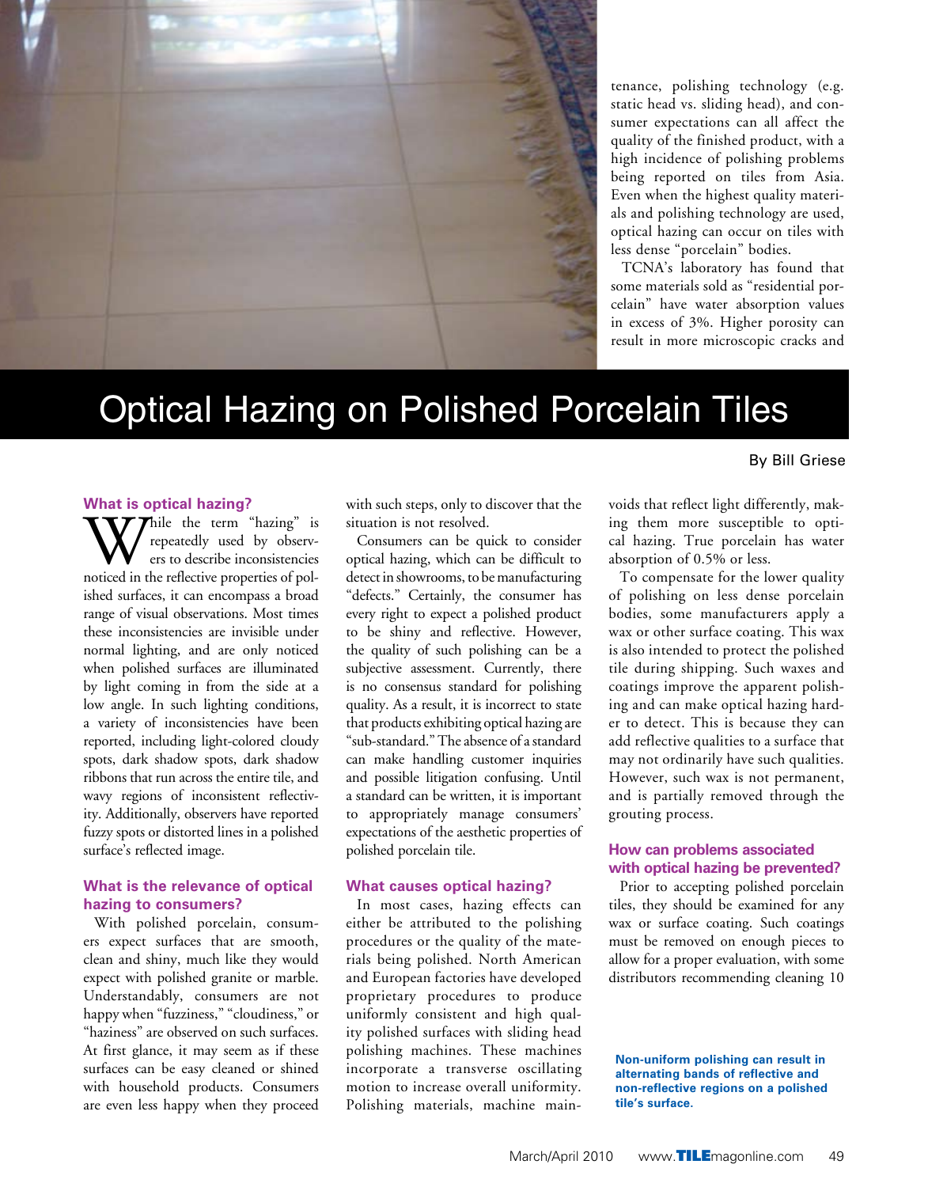# Optical Hazing on Polished Porcelain Tiles

By Bill Griese

## What is optical hazing?

While the term "hazing" is repeatedly used by observers to describe inconsistencies noticed in the reflective properties of polished surfaces, it can encompass a broad range of visual observations. Most times these inconsistencies are invisible under normal lighting, and are only noticed when polished surfaces are illuminated by light coming in from the side at a low angle. In such lighting conditions, a variety of inconsistencies have been reported, including light-colored cloudy spots, dark shadow spots, dark shadow ribbons that run across the entire tile, and wavy regions of inconsistent reflectivity. Additionally, observers have reported fuzzy spots or distorted lines in a polished surface's reflected image.

## What is the relevance of optical hazing to consumers?

With polished porcelain, consumers expect surfaces that are smooth, clean and shiny, much like they would expect with polished granite or marble. Understandably, consumers are not happy when "fuzziness," "cloudiness," or "haziness" are observed on such surfaces. At first glance, it may seem as if these surfaces can be easy cleaned or shined with household products. Consumers are even less happy when they proceed with such steps, only to discover that the situation is not resolved.

Consumers can be quick to consider optical hazing, which can be difficult to detect in showrooms, to be manufacturing "defects." Certainly, the consumer has every right to expect a polished product to be shiny and reflective. However, the quality of such polishing can be a subjective assessment. Currently, there is no consensus standard for polishing quality. As a result, it is incorrect to state that products exhibiting optical hazing are "sub-standard." The absence of a standard can make handling customer inquiries and possible litigation confusing. Until a standard can be written, it is important to appropriately manage consumers' expectations of the aesthetic properties of polished porcelain tile.

## What causes optical hazing?

In most cases, hazing effects can either be attributed to the polishing procedures or the quality of the materials being polished. North American and European factories have developed proprietary procedures to produce uniformly consistent and high quality polished surfaces with sliding head polishing machines. These machines incorporate a transverse oscillating motion to increase overall uniformity. Polishing materials, machine maintenance, polishing technology (e.g. static head vs. sliding head), and consumer expectations can all affect the quality of the finished product, with a high incidence of polishing problems being reported on tiles from Asia. Even when the highest quality materials and polishing technology are used, optical hazing can occur on tiles with less dense "porcelain" bodies.

TCNA's laboratory has found that some materials sold as "residential porcelain" have water absorption values in excess of 3%. Higher porosity can result in more microscopic cracks and voids that reflect light differently, making them more susceptible to optical hazing. True porcelain has water absorption of 0.5% or less.

To compensate for the lower quality of polishing on less dense porcelain bodies, some manufacturers apply a wax or other surface coating. This wax is also intended to protect the polished tile during shipping. Such waxes and coatings improve the apparent polishing and can make optical hazing harder to detect. This is because they can add reflective qualities to a surface that may not ordinarily have such qualities. However, such wax is not permanent, and is partially removed through the grouting process.

## How can problems associated with optical hazing be prevented?

Prior to accepting polished porcelain tiles, they should be examined for any wax or surface coating. Such coatings must be removed on enough pieces to allow for a proper evaluation, with some distributors recommending cleaning 10

**Non-uniform polishing can result in alternating bands of reflective and non-reflective regions on a polished tile's surface.**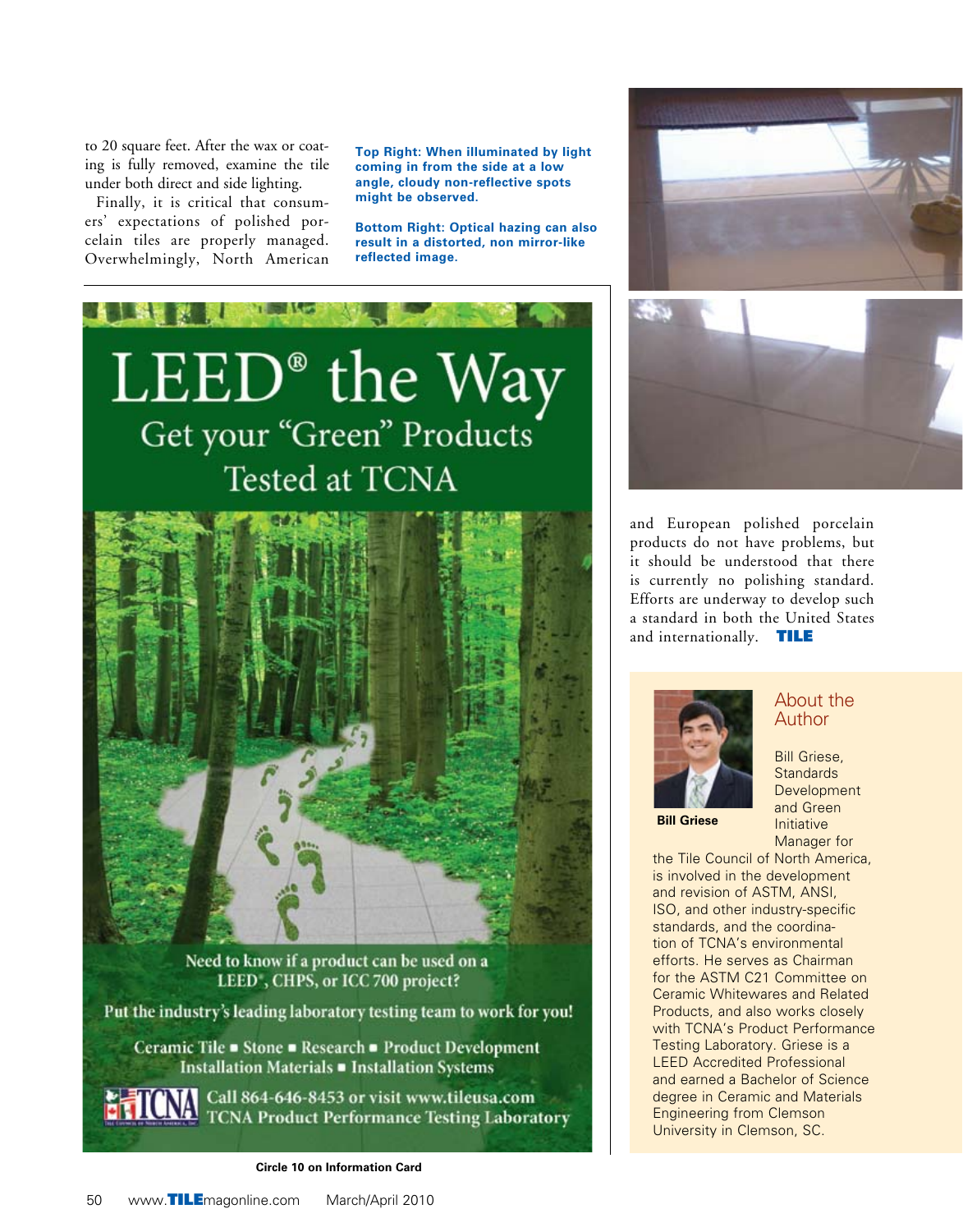to 20 square feet. After the wax or coating is fully removed, examine the tile under both direct and side lighting.

Finally, it is critical that consumers' expectations of polished porcelain tiles are properly managed. Overwhelmingly, North American and European polished porcelain products do not have problems, but it should be understood that there is currently no polishing standard. Efforts are underway to develop such a standard in both the United States and internationally. **TILE**

**Top Right: When illuminated by light coming in from the side at a low angle, cloudy non-reflective spots might be observed.**

**Bottom Right: Optical hazing can also result in a distorted, non mirror-like reflected image.**

# LEED® the Way

## Get your "Green" Products Tested at TCNA

Need to know if a product can be used on a LEED®, CHPS, or ICC 700 project?

Put the industry's leading laboratory testing team to work for you!

Ceramic Tile ■ Stone ■ Research ■ Product Development
Installation Materials ■ Installation Systems

TCNA Call 864-646-8453 or visit www.tileusa.com
TCNA Product Performance Testing Laboratory

**Circle 10 on Information Card**

## About the Author

**Bill Griese**

Bill Griese, Standards Development and Green Initiative Manager for the Tile Council of North America, is involved in the development and revision of ASTM, ANSI, ISO, and other industry-specific standards, and the coordination of TCNA's environmental efforts. He serves as Chairman for the ASTM C21 Committee on Ceramic Whitewares and Related Products, and also works closely with TCNA's Product Performance Testing Laboratory. Griese is a LEED Accredited Professional and earned a Bachelor of Science degree in Ceramic and Materials Engineering from Clemson University in Clemson, SC.